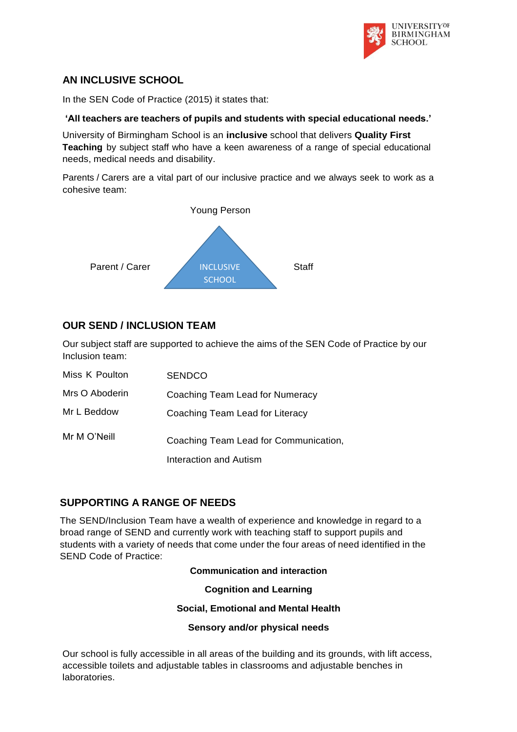## AN INCLUSIVE SCHOOL

In the SEN Code of Practice (2015) it states that:

**'All teachers are teachers of pupils and students with special educational needs.'**

University of Birmingham School is an **inclusive** school that delivers **Quality First Teaching** by subject staff who have a keen awareness of a range of special educational needs, medical needs and disability.

Parents / Carers are a vital part of our inclusive practice and we always seek to work as a cohesive team:

Young Person

Parent / Carer — INCLUSIVE SCHOOL — Staff

## OUR SEND / INCLUSION TEAM

Our subject staff are supported to achieve the aims of the SEN Code of Practice by our Inclusion team:

| | |
|---|---|
| Miss K Poulton | SENDCO |
| Mrs O Aboderin | Coaching Team Lead for Numeracy |
| Mr L Beddow | Coaching Team Lead for Literacy |
| Mr M O'Neill | Coaching Team Lead for Communication, Interaction and Autism |

## SUPPORTING A RANGE OF NEEDS

The SEND/Inclusion Team have a wealth of experience and knowledge in regard to a broad range of SEND and currently work with teaching staff to support pupils and students with a variety of needs that come under the four areas of need identified in the SEND Code of Practice:

**Communication and interaction**

**Cognition and Learning**

**Social, Emotional and Mental Health**

**Sensory and/or physical needs**

Our school is fully accessible in all areas of the building and its grounds, with lift access, accessible toilets and adjustable tables in classrooms and adjustable benches in laboratories.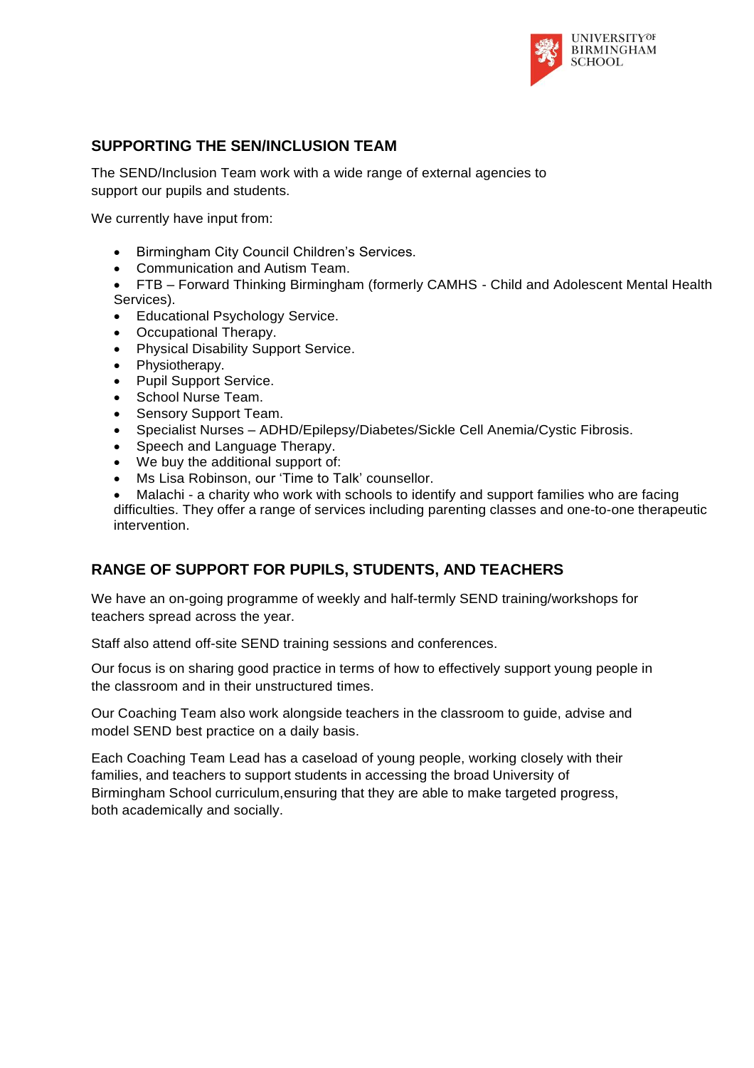## SUPPORTING THE SEN/INCLUSION TEAM

The SEND/Inclusion Team work with a wide range of external agencies to support our pupils and students.

We currently have input from:

- Birmingham City Council Children's Services.
- Communication and Autism Team.
- FTB – Forward Thinking Birmingham (formerly CAMHS - Child and Adolescent Mental Health Services).
- Educational Psychology Service.
- Occupational Therapy.
- Physical Disability Support Service.
- Physiotherapy.
- Pupil Support Service.
- School Nurse Team.
- Sensory Support Team.
- Specialist Nurses – ADHD/Epilepsy/Diabetes/Sickle Cell Anemia/Cystic Fibrosis.
- Speech and Language Therapy.
- We buy the additional support of:
- Ms Lisa Robinson, our 'Time to Talk' counsellor.
- Malachi - a charity who work with schools to identify and support families who are facing difficulties. They offer a range of services including parenting classes and one-to-one therapeutic intervention.

## RANGE OF SUPPORT FOR PUPILS, STUDENTS, AND TEACHERS

We have an on-going programme of weekly and half-termly SEND training/workshops for teachers spread across the year.

Staff also attend off-site SEND training sessions and conferences.

Our focus is on sharing good practice in terms of how to effectively support young people in the classroom and in their unstructured times.

Our Coaching Team also work alongside teachers in the classroom to guide, advise and model SEND best practice on a daily basis.

Each Coaching Team Lead has a caseload of young people, working closely with their families, and teachers to support students in accessing the broad University of Birmingham School curriculum,ensuring that they are able to make targeted progress, both academically and socially.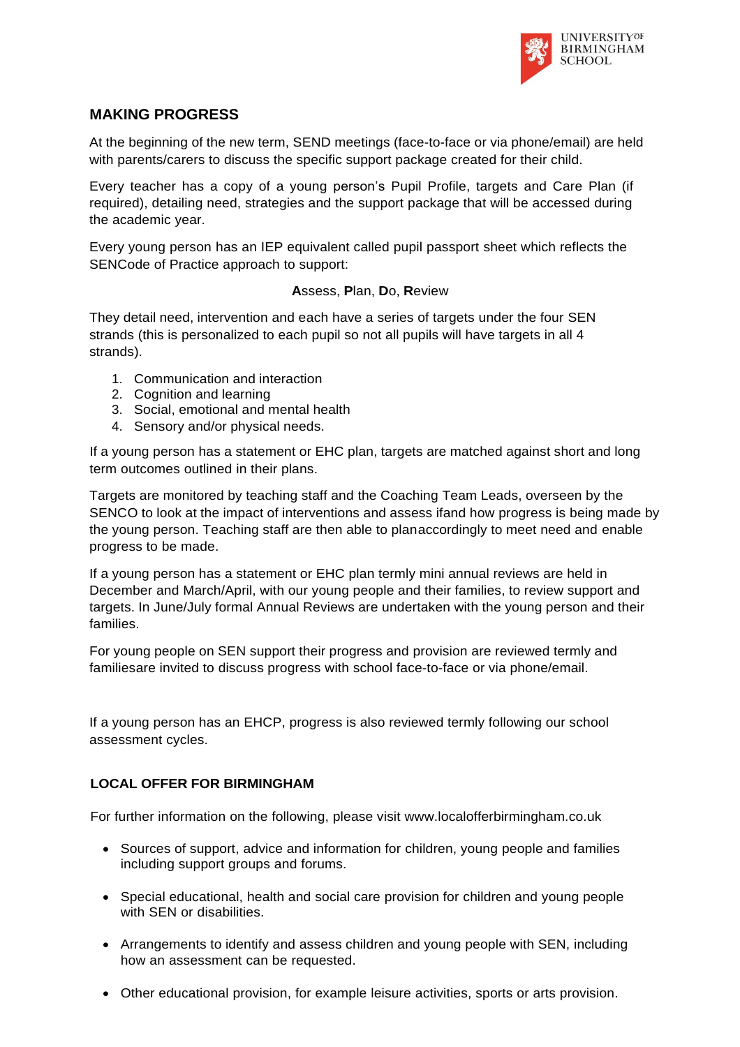## MAKING PROGRESS

At the beginning of the new term, SEND meetings (face-to-face or via phone/email) are held with parents/carers to discuss the specific support package created for their child.

Every teacher has a copy of a young person's Pupil Profile, targets and Care Plan (if required), detailing need, strategies and the support package that will be accessed during the academic year.

Every young person has an IEP equivalent called pupil passport sheet which reflects the SENCode of Practice approach to support:

**A**ssess, **P**lan, **D**o, **R**eview

They detail need, intervention and each have a series of targets under the four SEN strands (this is personalized to each pupil so not all pupils will have targets in all 4 strands).

1. Communication and interaction
2. Cognition and learning
3. Social, emotional and mental health
4. Sensory and/or physical needs.

If a young person has a statement or EHC plan, targets are matched against short and long term outcomes outlined in their plans.

Targets are monitored by teaching staff and the Coaching Team Leads, overseen by the SENCO to look at the impact of interventions and assess ifand how progress is being made by the young person. Teaching staff are then able to planaccordingly to meet need and enable progress to be made.

If a young person has a statement or EHC plan termly mini annual reviews are held in December and March/April, with our young people and their families, to review support and targets. In June/July formal Annual Reviews are undertaken with the young person and their families.

For young people on SEN support their progress and provision are reviewed termly and familiesare invited to discuss progress with school face-to-face or via phone/email.

If a young person has an EHCP, progress is also reviewed termly following our school assessment cycles.

### LOCAL OFFER FOR BIRMINGHAM

For further information on the following, please visit www.localofferbirmingham.co.uk

- Sources of support, advice and information for children, young people and families including support groups and forums.
- Special educational, health and social care provision for children and young people with SEN or disabilities.
- Arrangements to identify and assess children and young people with SEN, including how an assessment can be requested.
- Other educational provision, for example leisure activities, sports or arts provision.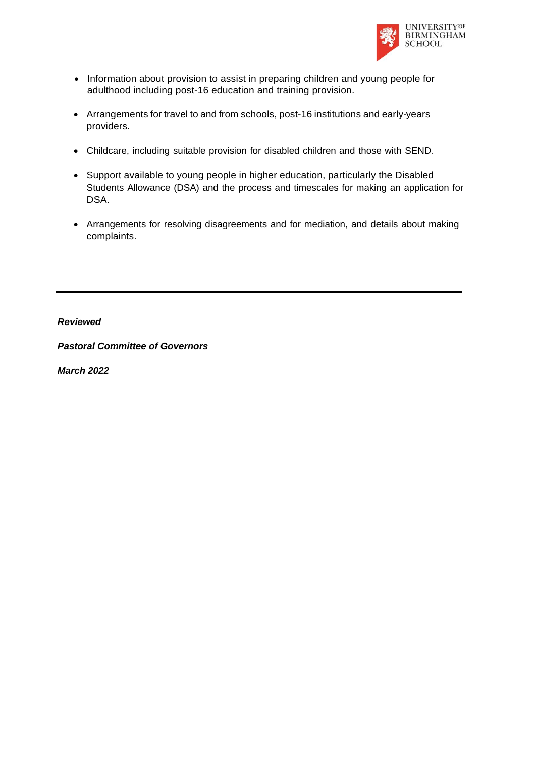- Information about provision to assist in preparing children and young people for adulthood including post-16 education and training provision.

- Arrangements for travel to and from schools, post-16 institutions and early-years providers.

- Childcare, including suitable provision for disabled children and those with SEND.

- Support available to young people in higher education, particularly the Disabled Students Allowance (DSA) and the process and timescales for making an application for DSA.

- Arrangements for resolving disagreements and for mediation, and details about making complaints.

---

***Reviewed***

***Pastoral Committee of Governors***

***March 2022***